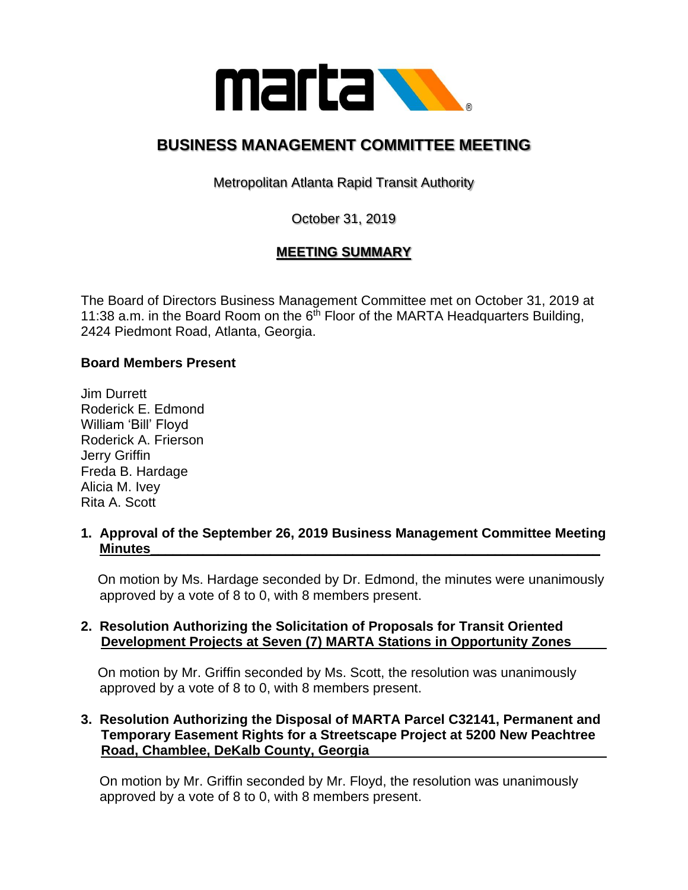# BUSINESS MANAGEMENT COMMITTEE MEETING

Metropolitan Atlanta Rapid Transit Authority

October 31, 2019

## MEETING SUMMARY

The Board of Directors Business Management Committee met on October 31, 2019 at 11:38 a.m. in the Board Room on the 6th Floor of the MARTA Headquarters Building, 2424 Piedmont Road, Atlanta, Georgia.

**Board Members Present**

Jim Durrett
Roderick E. Edmond
William 'Bill' Floyd
Roderick A. Frierson
Jerry Griffin
Freda B. Hardage
Alicia M. Ivey
Rita A. Scott

**1. Approval of the September 26, 2019 Business Management Committee Meeting Minutes**

On motion by Ms. Hardage seconded by Dr. Edmond, the minutes were unanimously approved by a vote of 8 to 0, with 8 members present.

**2. Resolution Authorizing the Solicitation of Proposals for Transit Oriented Development Projects at Seven (7) MARTA Stations in Opportunity Zones**

On motion by Mr. Griffin seconded by Ms. Scott, the resolution was unanimously approved by a vote of 8 to 0, with 8 members present.

**3. Resolution Authorizing the Disposal of MARTA Parcel C32141, Permanent and Temporary Easement Rights for a Streetscape Project at 5200 New Peachtree Road, Chamblee, DeKalb County, Georgia**

On motion by Mr. Griffin seconded by Mr. Floyd, the resolution was unanimously approved by a vote of 8 to 0, with 8 members present.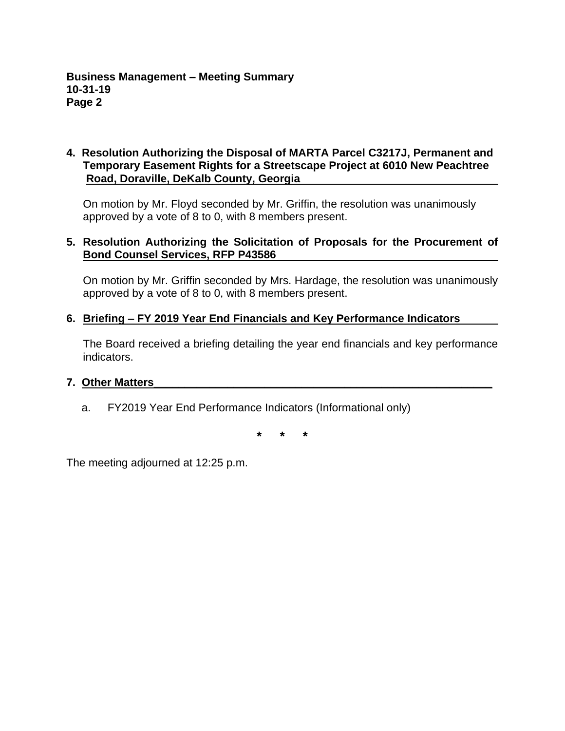**4. Resolution Authorizing the Disposal of MARTA Parcel C3217J, Permanent and Temporary Easement Rights for a Streetscape Project at 6010 New Peachtree Road, Doraville, DeKalb County, Georgia**

On motion by Mr. Floyd seconded by Mr. Griffin, the resolution was unanimously approved by a vote of 8 to 0, with 8 members present.

**5. Resolution Authorizing the Solicitation of Proposals for the Procurement of Bond Counsel Services, RFP P43586**

On motion by Mr. Griffin seconded by Mrs. Hardage, the resolution was unanimously approved by a vote of 8 to 0, with 8 members present.

**6. Briefing – FY 2019 Year End Financials and Key Performance Indicators**

The Board received a briefing detailing the year end financials and key performance indicators.

**7. Other Matters**

a. FY2019 Year End Performance Indicators (Informational only)

\*     \*     \*

The meeting adjourned at 12:25 p.m.